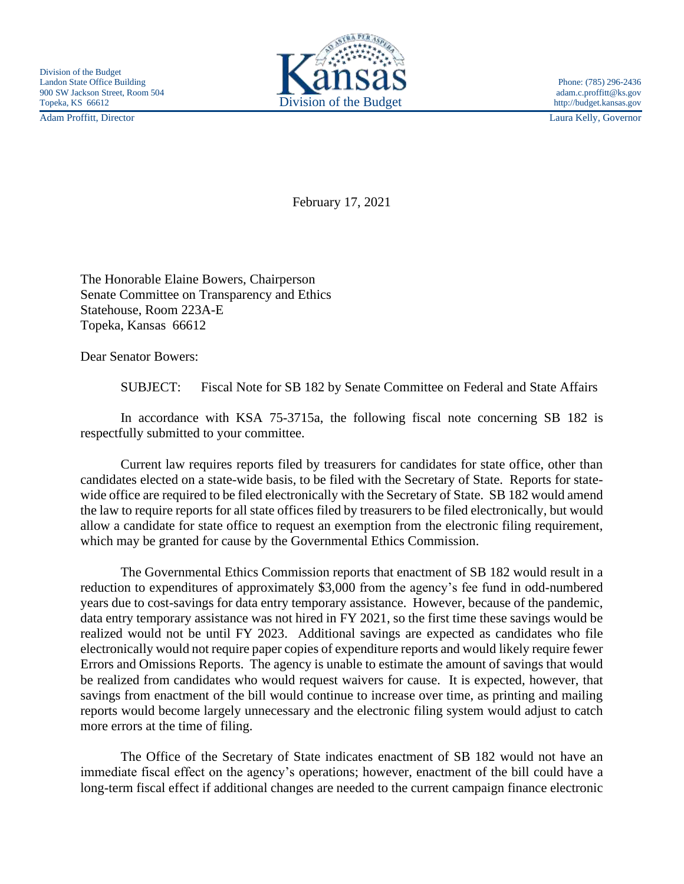Division of the Budget
Landon State Office Building
900 SW Jackson Street, Room 504
Topeka, KS 66612

Adam Proffitt, Director

Kansas
Division of the Budget

Phone: (785) 296-2436
adam.c.proffitt@ks.gov
http://budget.kansas.gov

Laura Kelly, Governor

February 17, 2021

The Honorable Elaine Bowers, Chairperson
Senate Committee on Transparency and Ethics
Statehouse, Room 223A-E
Topeka, Kansas 66612

Dear Senator Bowers:

SUBJECT: Fiscal Note for SB 182 by Senate Committee on Federal and State Affairs

In accordance with KSA 75-3715a, the following fiscal note concerning SB 182 is respectfully submitted to your committee.

Current law requires reports filed by treasurers for candidates for state office, other than candidates elected on a state-wide basis, to be filed with the Secretary of State. Reports for state-wide office are required to be filed electronically with the Secretary of State. SB 182 would amend the law to require reports for all state offices filed by treasurers to be filed electronically, but would allow a candidate for state office to request an exemption from the electronic filing requirement, which may be granted for cause by the Governmental Ethics Commission.

The Governmental Ethics Commission reports that enactment of SB 182 would result in a reduction to expenditures of approximately $3,000 from the agency's fee fund in odd-numbered years due to cost-savings for data entry temporary assistance. However, because of the pandemic, data entry temporary assistance was not hired in FY 2021, so the first time these savings would be realized would not be until FY 2023. Additional savings are expected as candidates who file electronically would not require paper copies of expenditure reports and would likely require fewer Errors and Omissions Reports. The agency is unable to estimate the amount of savings that would be realized from candidates who would request waivers for cause. It is expected, however, that savings from enactment of the bill would continue to increase over time, as printing and mailing reports would become largely unnecessary and the electronic filing system would adjust to catch more errors at the time of filing.

The Office of the Secretary of State indicates enactment of SB 182 would not have an immediate fiscal effect on the agency's operations; however, enactment of the bill could have a long-term fiscal effect if additional changes are needed to the current campaign finance electronic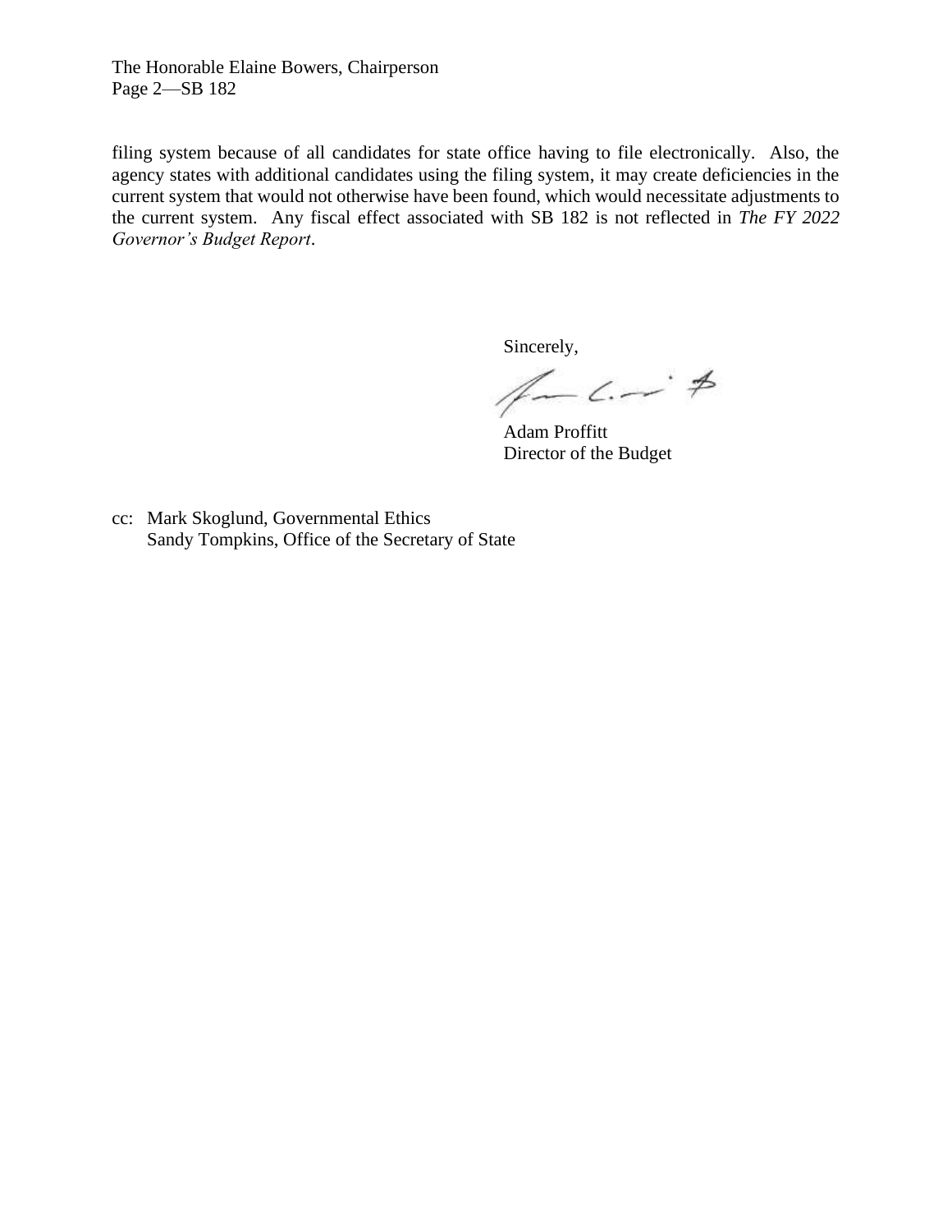filing system because of all candidates for state office having to file electronically. Also, the agency states with additional candidates using the filing system, it may create deficiencies in the current system that would not otherwise have been found, which would necessitate adjustments to the current system. Any fiscal effect associated with SB 182 is not reflected in *The FY 2022 Governor's Budget Report*.

Sincerely,

Adam Proffitt
Director of the Budget

cc: Mark Skoglund, Governmental Ethics
Sandy Tompkins, Office of the Secretary of State